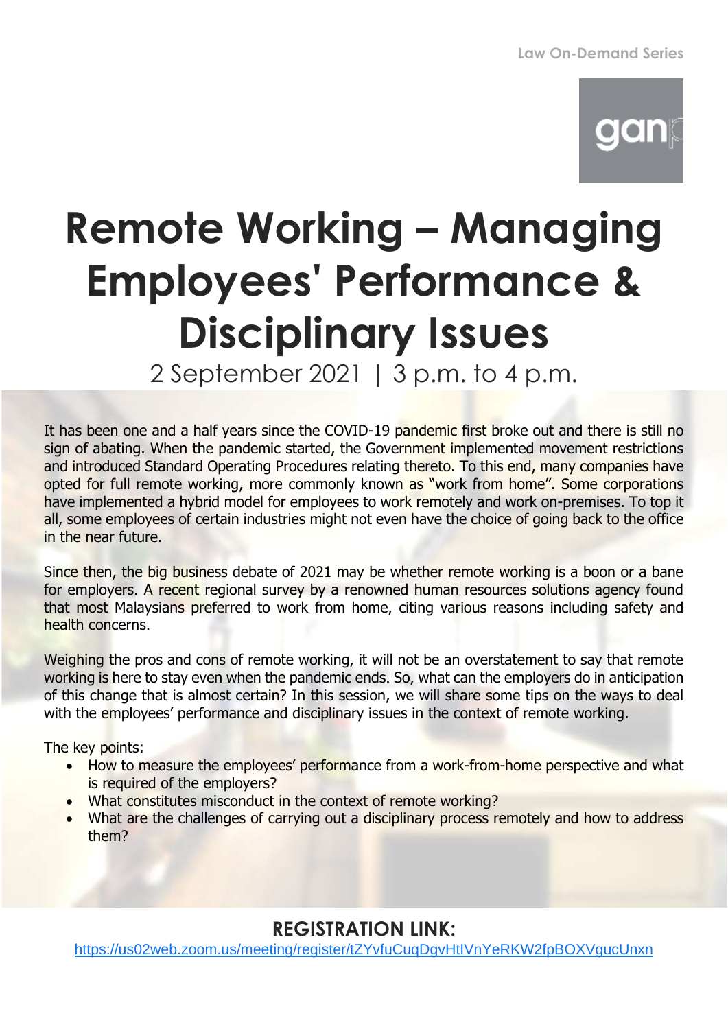Law On-Demand Series

# Remote Working – Managing Employees' Performance & Disciplinary Issues

2 September 2021 | 3 p.m. to 4 p.m.

It has been one and a half years since the COVID-19 pandemic first broke out and there is still no sign of abating. When the pandemic started, the Government implemented movement restrictions and introduced Standard Operating Procedures relating thereto. To this end, many companies have opted for full remote working, more commonly known as "work from home". Some corporations have implemented a hybrid model for employees to work remotely and work on-premises. To top it all, some employees of certain industries might not even have the choice of going back to the office in the near future.

Since then, the big business debate of 2021 may be whether remote working is a boon or a bane for employers. A recent regional survey by a renowned human resources solutions agency found that most Malaysians preferred to work from home, citing various reasons including safety and health concerns.

Weighing the pros and cons of remote working, it will not be an overstatement to say that remote working is here to stay even when the pandemic ends. So, what can the employers do in anticipation of this change that is almost certain? In this session, we will share some tips on the ways to deal with the employees' performance and disciplinary issues in the context of remote working.

The key points:

- How to measure the employees' performance from a work-from-home perspective and what is required of the employers?
- What constitutes misconduct in the context of remote working?
- What are the challenges of carrying out a disciplinary process remotely and how to address them?

## REGISTRATION LINK:

https://us02web.zoom.us/meeting/register/tZYvfuCuqDgvHtIVnYeRKW2fpBOXVgucUnxn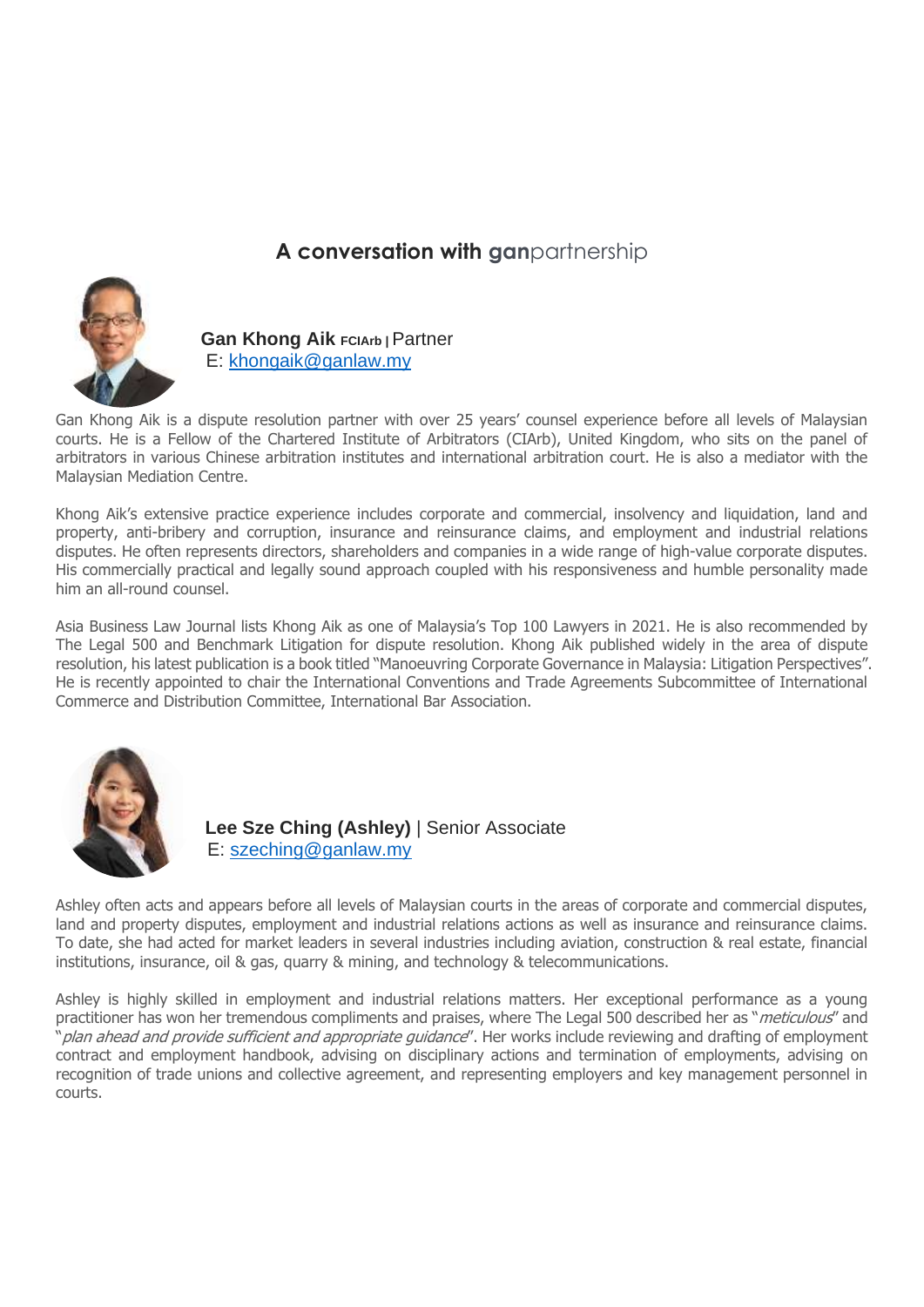## A conversation with **gan**partnership

**Gan Khong Aik** **FCIArb** | Partner
E: [khongaik@ganlaw.my](mailto:khongaik@ganlaw.my)

Gan Khong Aik is a dispute resolution partner with over 25 years' counsel experience before all levels of Malaysian courts. He is a Fellow of the Chartered Institute of Arbitrators (CIArb), United Kingdom, who sits on the panel of arbitrators in various Chinese arbitration institutes and international arbitration court. He is also a mediator with the Malaysian Mediation Centre.

Khong Aik's extensive practice experience includes corporate and commercial, insolvency and liquidation, land and property, anti-bribery and corruption, insurance and reinsurance claims, and employment and industrial relations disputes. He often represents directors, shareholders and companies in a wide range of high-value corporate disputes. His commercially practical and legally sound approach coupled with his responsiveness and humble personality made him an all-round counsel.

Asia Business Law Journal lists Khong Aik as one of Malaysia's Top 100 Lawyers in 2021. He is also recommended by The Legal 500 and Benchmark Litigation for dispute resolution. Khong Aik published widely in the area of dispute resolution, his latest publication is a book titled "Manoeuvring Corporate Governance in Malaysia: Litigation Perspectives". He is recently appointed to chair the International Conventions and Trade Agreements Subcommittee of International Commerce and Distribution Committee, International Bar Association.

**Lee Sze Ching (Ashley)** | Senior Associate
E: [szeching@ganlaw.my](mailto:szeching@ganlaw.my)

Ashley often acts and appears before all levels of Malaysian courts in the areas of corporate and commercial disputes, land and property disputes, employment and industrial relations actions as well as insurance and reinsurance claims. To date, she had acted for market leaders in several industries including aviation, construction & real estate, financial institutions, insurance, oil & gas, quarry & mining, and technology & telecommunications.

Ashley is highly skilled in employment and industrial relations matters. Her exceptional performance as a young practitioner has won her tremendous compliments and praises, where The Legal 500 described her as "*meticulous*" and "*plan ahead and provide sufficient and appropriate guidance*". Her works include reviewing and drafting of employment contract and employment handbook, advising on disciplinary actions and termination of employments, advising on recognition of trade unions and collective agreement, and representing employers and key management personnel in courts.